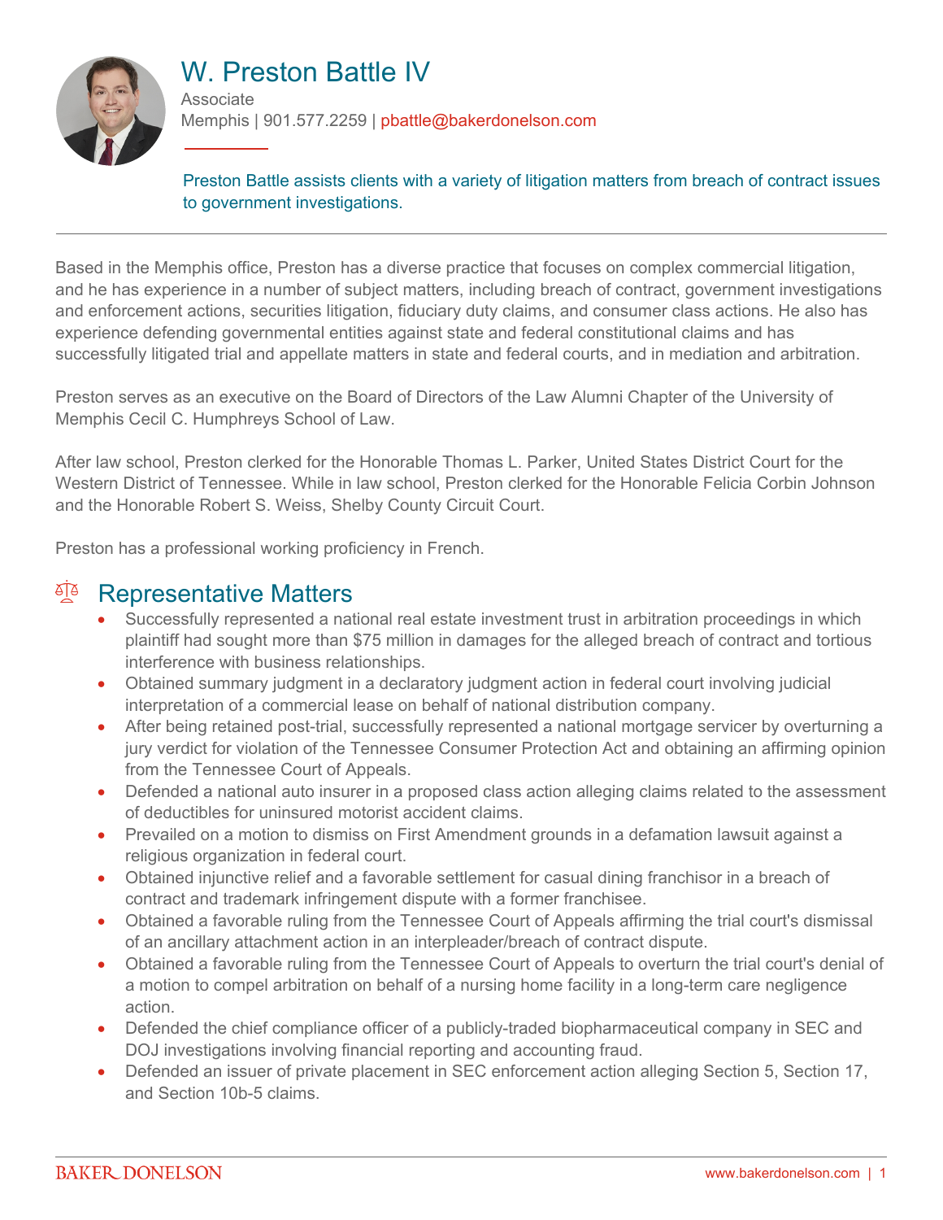# W. Preston Battle IV

Associate

Memphis | 901.577.2259 | pbattle@bakerdonelson.com

Preston Battle assists clients with a variety of litigation matters from breach of contract issues to government investigations.

---

Based in the Memphis office, Preston has a diverse practice that focuses on complex commercial litigation, and he has experience in a number of subject matters, including breach of contract, government investigations and enforcement actions, securities litigation, fiduciary duty claims, and consumer class actions. He also has experience defending governmental entities against state and federal constitutional claims and has successfully litigated trial and appellate matters in state and federal courts, and in mediation and arbitration.

Preston serves as an executive on the Board of Directors of the Law Alumni Chapter of the University of Memphis Cecil C. Humphreys School of Law.

After law school, Preston clerked for the Honorable Thomas L. Parker, United States District Court for the Western District of Tennessee. While in law school, Preston clerked for the Honorable Felicia Corbin Johnson and the Honorable Robert S. Weiss, Shelby County Circuit Court.

Preston has a professional working proficiency in French.

## Representative Matters

- Successfully represented a national real estate investment trust in arbitration proceedings in which plaintiff had sought more than $75 million in damages for the alleged breach of contract and tortious interference with business relationships.
- Obtained summary judgment in a declaratory judgment action in federal court involving judicial interpretation of a commercial lease on behalf of national distribution company.
- After being retained post-trial, successfully represented a national mortgage servicer by overturning a jury verdict for violation of the Tennessee Consumer Protection Act and obtaining an affirming opinion from the Tennessee Court of Appeals.
- Defended a national auto insurer in a proposed class action alleging claims related to the assessment of deductibles for uninsured motorist accident claims.
- Prevailed on a motion to dismiss on First Amendment grounds in a defamation lawsuit against a religious organization in federal court.
- Obtained injunctive relief and a favorable settlement for casual dining franchisor in a breach of contract and trademark infringement dispute with a former franchisee.
- Obtained a favorable ruling from the Tennessee Court of Appeals affirming the trial court's dismissal of an ancillary attachment action in an interpleader/breach of contract dispute.
- Obtained a favorable ruling from the Tennessee Court of Appeals to overturn the trial court's denial of a motion to compel arbitration on behalf of a nursing home facility in a long-term care negligence action.
- Defended the chief compliance officer of a publicly-traded biopharmaceutical company in SEC and DOJ investigations involving financial reporting and accounting fraud.
- Defended an issuer of private placement in SEC enforcement action alleging Section 5, Section 17, and Section 10b-5 claims.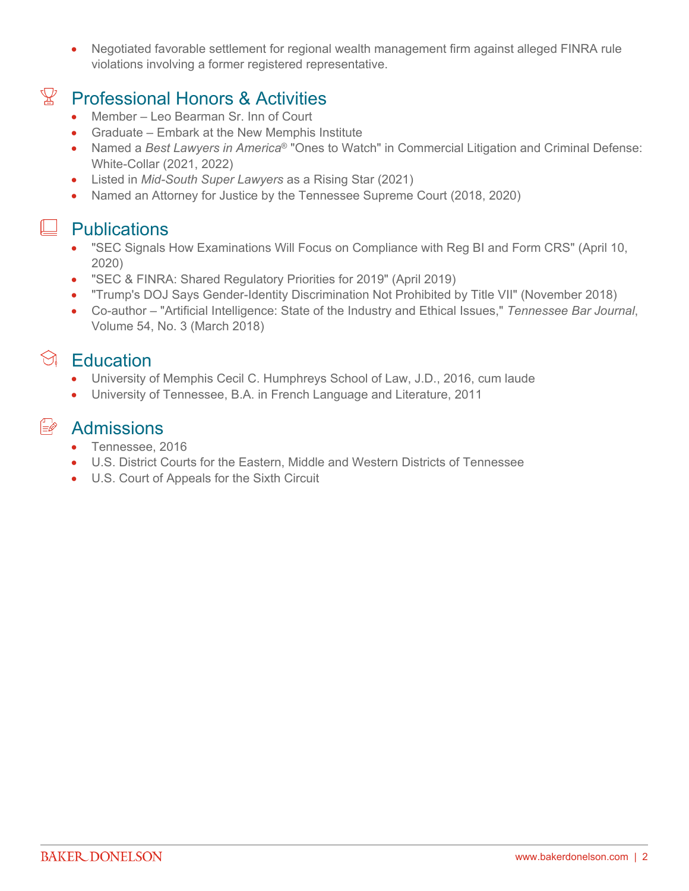- Negotiated favorable settlement for regional wealth management firm against alleged FINRA rule violations involving a former registered representative.

## Professional Honors & Activities

- Member – Leo Bearman Sr. Inn of Court
- Graduate – Embark at the New Memphis Institute
- Named a *Best Lawyers in America*® "Ones to Watch" in Commercial Litigation and Criminal Defense: White-Collar (2021, 2022)
- Listed in *Mid-South Super Lawyers* as a Rising Star (2021)
- Named an Attorney for Justice by the Tennessee Supreme Court (2018, 2020)

## Publications

- "SEC Signals How Examinations Will Focus on Compliance with Reg BI and Form CRS" (April 10, 2020)
- "SEC & FINRA: Shared Regulatory Priorities for 2019" (April 2019)
- "Trump's DOJ Says Gender-Identity Discrimination Not Prohibited by Title VII" (November 2018)
- Co-author – "Artificial Intelligence: State of the Industry and Ethical Issues," *Tennessee Bar Journal*, Volume 54, No. 3 (March 2018)

## Education

- University of Memphis Cecil C. Humphreys School of Law, J.D., 2016, cum laude
- University of Tennessee, B.A. in French Language and Literature, 2011

## Admissions

- Tennessee, 2016
- U.S. District Courts for the Eastern, Middle and Western Districts of Tennessee
- U.S. Court of Appeals for the Sixth Circuit